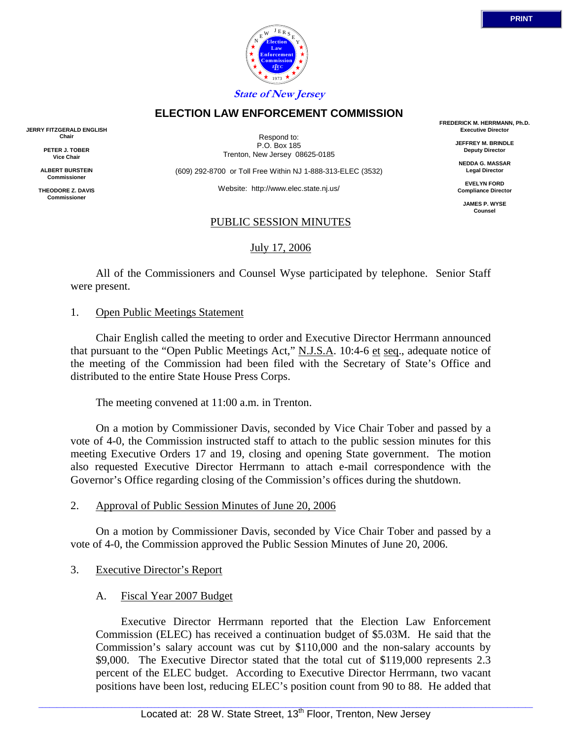PRINT

State of New Jersey

# ELECTION LAW ENFORCEMENT COMMISSION

**JERRY FITZGERALD ENGLISH**
**Chair**

**PETER J. TOBER**
**Vice Chair**

**ALBERT BURSTEIN**
**Commissioner**

**THEODORE Z. DAVIS**
**Commissioner**

Respond to:
P.O. Box 185
Trenton, New Jersey 08625-0185

(609) 292-8700 or Toll Free Within NJ 1-888-313-ELEC (3532)

Website: http://www.elec.state.nj.us/

**FREDERICK M. HERRMANN, Ph.D.**
**Executive Director**

**JEFFREY M. BRINDLE**
**Deputy Director**

**NEDDA G. MASSAR**
**Legal Director**

**EVELYN FORD**
**Compliance Director**

**JAMES P. WYSE**
**Counsel**

## PUBLIC SESSION MINUTES

July 17, 2006

All of the Commissioners and Counsel Wyse participated by telephone. Senior Staff were present.

1. Open Public Meetings Statement

Chair English called the meeting to order and Executive Director Herrmann announced that pursuant to the "Open Public Meetings Act," N.J.S.A. 10:4-6 et seq., adequate notice of the meeting of the Commission had been filed with the Secretary of State's Office and distributed to the entire State House Press Corps.

The meeting convened at 11:00 a.m. in Trenton.

On a motion by Commissioner Davis, seconded by Vice Chair Tober and passed by a vote of 4-0, the Commission instructed staff to attach to the public session minutes for this meeting Executive Orders 17 and 19, closing and opening State government. The motion also requested Executive Director Herrmann to attach e-mail correspondence with the Governor's Office regarding closing of the Commission's offices during the shutdown.

2. Approval of Public Session Minutes of June 20, 2006

On a motion by Commissioner Davis, seconded by Vice Chair Tober and passed by a vote of 4-0, the Commission approved the Public Session Minutes of June 20, 2006.

3. Executive Director's Report

A. Fiscal Year 2007 Budget

Executive Director Herrmann reported that the Election Law Enforcement Commission (ELEC) has received a continuation budget of $5.03M. He said that the Commission's salary account was cut by $110,000 and the non-salary accounts by $9,000. The Executive Director stated that the total cut of $119,000 represents 2.3 percent of the ELEC budget. According to Executive Director Herrmann, two vacant positions have been lost, reducing ELEC's position count from 90 to 88. He added that

Located at: 28 W. State Street, 13th Floor, Trenton, New Jersey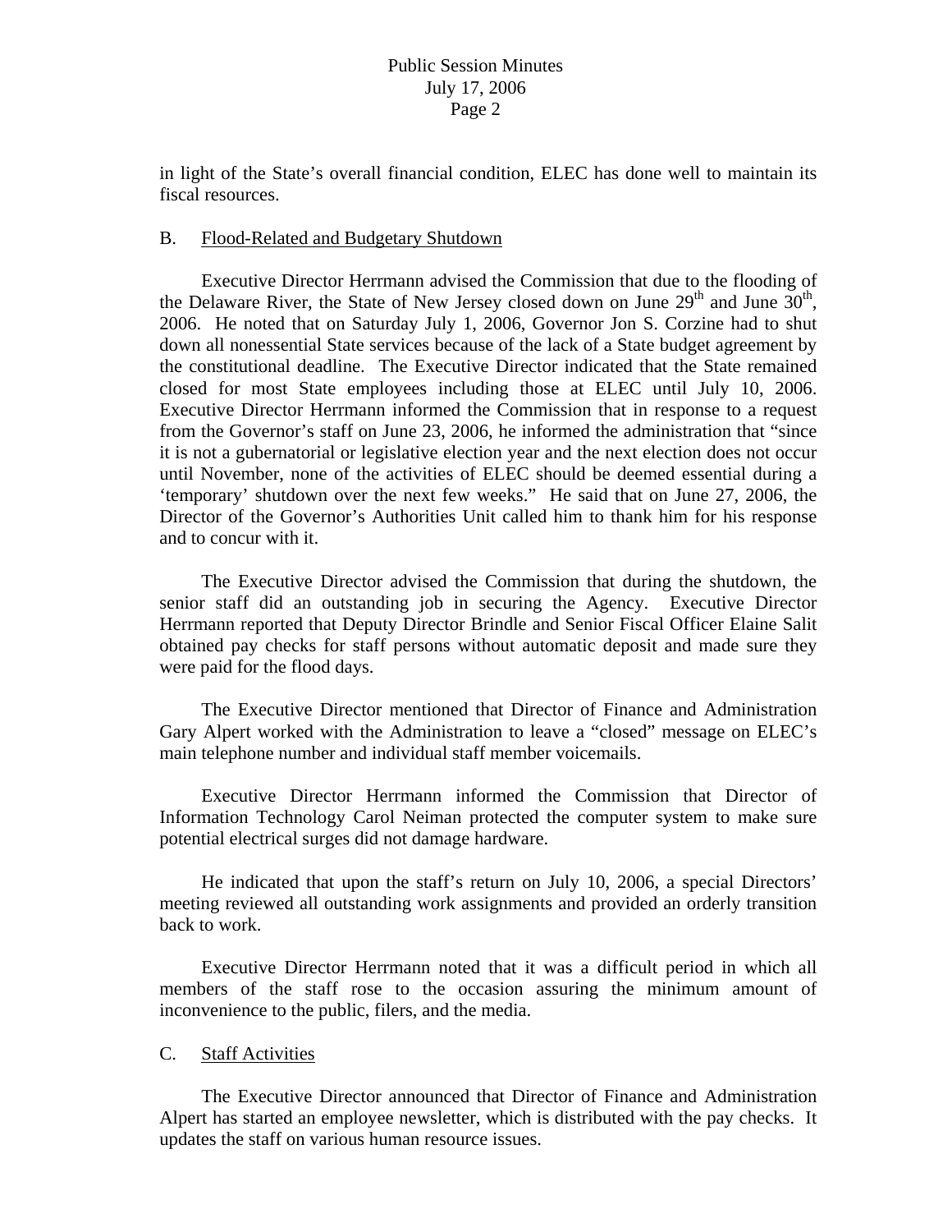in light of the State's overall financial condition, ELEC has done well to maintain its fiscal resources.

B. Flood-Related and Budgetary Shutdown

Executive Director Herrmann advised the Commission that due to the flooding of the Delaware River, the State of New Jersey closed down on June 29th and June 30th, 2006. He noted that on Saturday July 1, 2006, Governor Jon S. Corzine had to shut down all nonessential State services because of the lack of a State budget agreement by the constitutional deadline. The Executive Director indicated that the State remained closed for most State employees including those at ELEC until July 10, 2006. Executive Director Herrmann informed the Commission that in response to a request from the Governor's staff on June 23, 2006, he informed the administration that "since it is not a gubernatorial or legislative election year and the next election does not occur until November, none of the activities of ELEC should be deemed essential during a 'temporary' shutdown over the next few weeks." He said that on June 27, 2006, the Director of the Governor's Authorities Unit called him to thank him for his response and to concur with it.

The Executive Director advised the Commission that during the shutdown, the senior staff did an outstanding job in securing the Agency. Executive Director Herrmann reported that Deputy Director Brindle and Senior Fiscal Officer Elaine Salit obtained pay checks for staff persons without automatic deposit and made sure they were paid for the flood days.

The Executive Director mentioned that Director of Finance and Administration Gary Alpert worked with the Administration to leave a "closed" message on ELEC's main telephone number and individual staff member voicemails.

Executive Director Herrmann informed the Commission that Director of Information Technology Carol Neiman protected the computer system to make sure potential electrical surges did not damage hardware.

He indicated that upon the staff's return on July 10, 2006, a special Directors' meeting reviewed all outstanding work assignments and provided an orderly transition back to work.

Executive Director Herrmann noted that it was a difficult period in which all members of the staff rose to the occasion assuring the minimum amount of inconvenience to the public, filers, and the media.

C. Staff Activities

The Executive Director announced that Director of Finance and Administration Alpert has started an employee newsletter, which is distributed with the pay checks. It updates the staff on various human resource issues.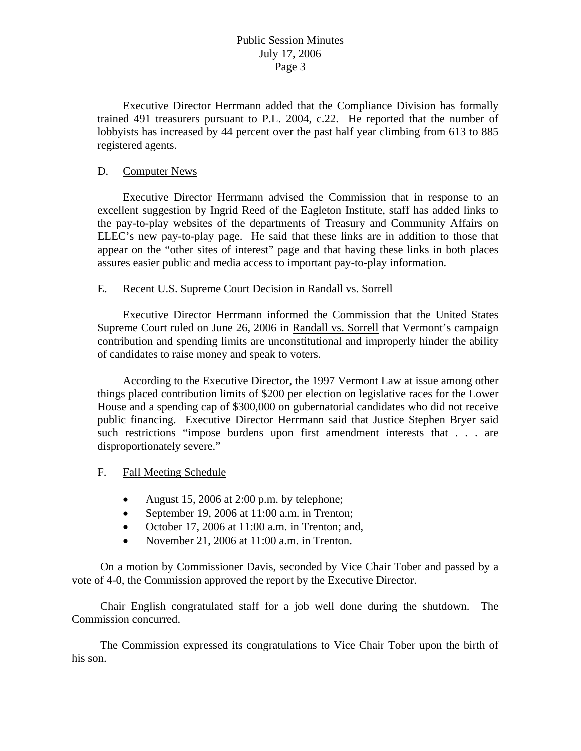Executive Director Herrmann added that the Compliance Division has formally trained 491 treasurers pursuant to P.L. 2004, c.22. He reported that the number of lobbyists has increased by 44 percent over the past half year climbing from 613 to 885 registered agents.

D. Computer News

Executive Director Herrmann advised the Commission that in response to an excellent suggestion by Ingrid Reed of the Eagleton Institute, staff has added links to the pay-to-play websites of the departments of Treasury and Community Affairs on ELEC's new pay-to-play page. He said that these links are in addition to those that appear on the "other sites of interest" page and that having these links in both places assures easier public and media access to important pay-to-play information.

E. Recent U.S. Supreme Court Decision in Randall vs. Sorrell

Executive Director Herrmann informed the Commission that the United States Supreme Court ruled on June 26, 2006 in Randall vs. Sorrell that Vermont's campaign contribution and spending limits are unconstitutional and improperly hinder the ability of candidates to raise money and speak to voters.

According to the Executive Director, the 1997 Vermont Law at issue among other things placed contribution limits of $200 per election on legislative races for the Lower House and a spending cap of $300,000 on gubernatorial candidates who did not receive public financing. Executive Director Herrmann said that Justice Stephen Bryer said such restrictions "impose burdens upon first amendment interests that . . . are disproportionately severe."

F. Fall Meeting Schedule

- August 15, 2006 at 2:00 p.m. by telephone;
- September 19, 2006 at 11:00 a.m. in Trenton;
- October 17, 2006 at 11:00 a.m. in Trenton; and,
- November 21, 2006 at 11:00 a.m. in Trenton.

On a motion by Commissioner Davis, seconded by Vice Chair Tober and passed by a vote of 4-0, the Commission approved the report by the Executive Director.

Chair English congratulated staff for a job well done during the shutdown. The Commission concurred.

The Commission expressed its congratulations to Vice Chair Tober upon the birth of his son.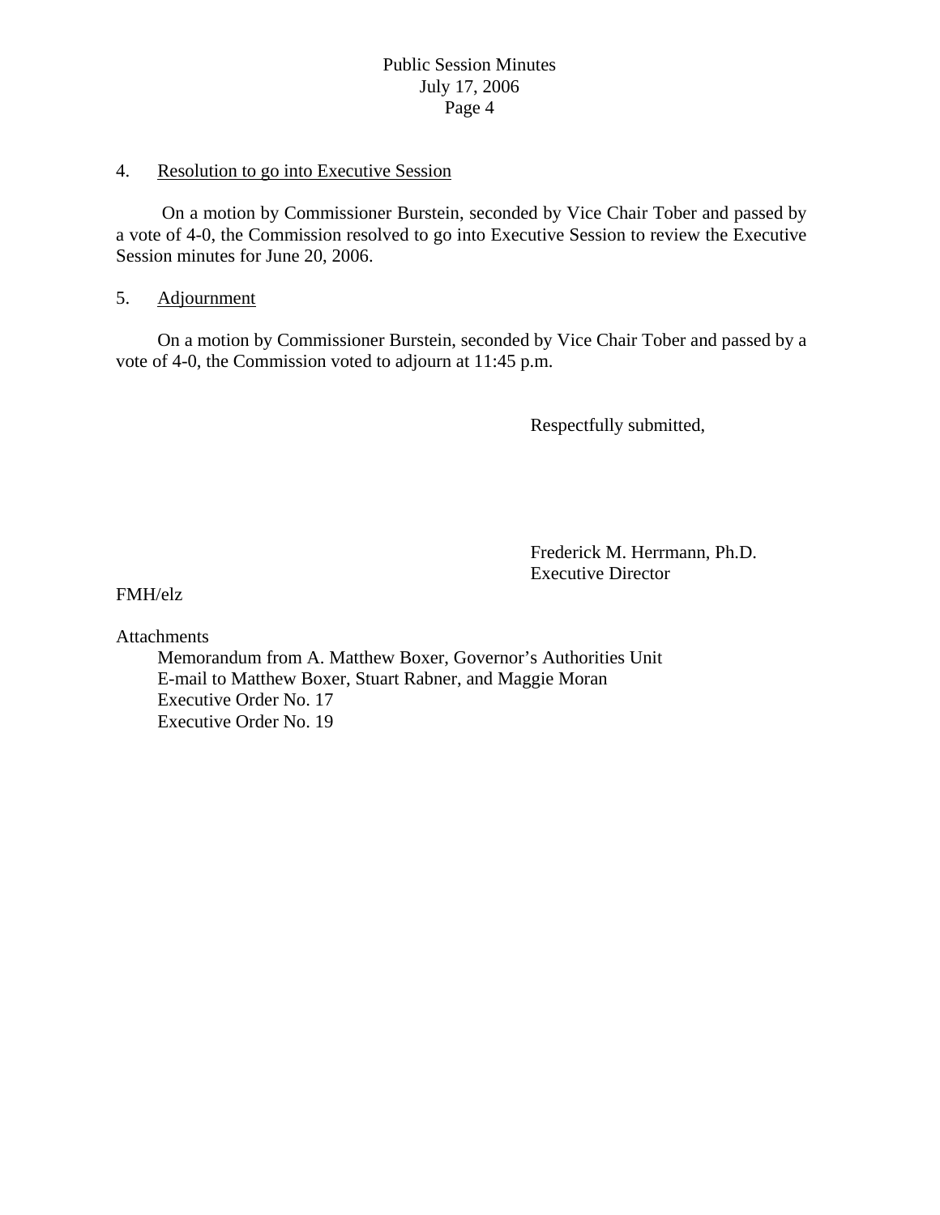4. Resolution to go into Executive Session

On a motion by Commissioner Burstein, seconded by Vice Chair Tober and passed by a vote of 4-0, the Commission resolved to go into Executive Session to review the Executive Session minutes for June 20, 2006.

5. Adjournment

On a motion by Commissioner Burstein, seconded by Vice Chair Tober and passed by a vote of 4-0, the Commission voted to adjourn at 11:45 p.m.

Respectfully submitted,

Frederick M. Herrmann, Ph.D.
Executive Director

FMH/elz

Attachments
- Memorandum from A. Matthew Boxer, Governor's Authorities Unit
- E-mail to Matthew Boxer, Stuart Rabner, and Maggie Moran
- Executive Order No. 17
- Executive Order No. 19